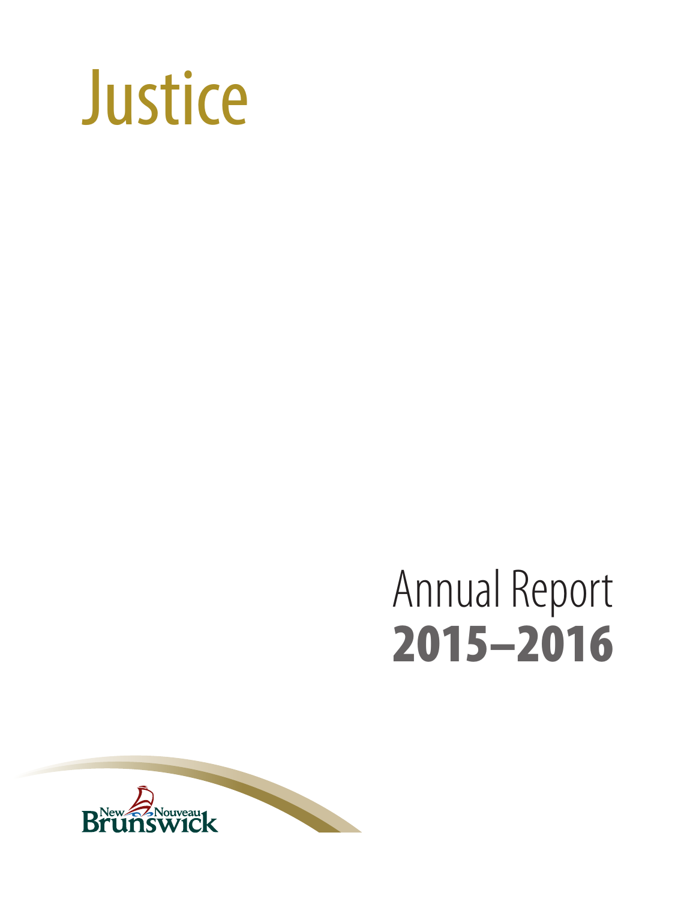# Justice

## Annual Report
## 2015–2016

New Nouveau Brunswick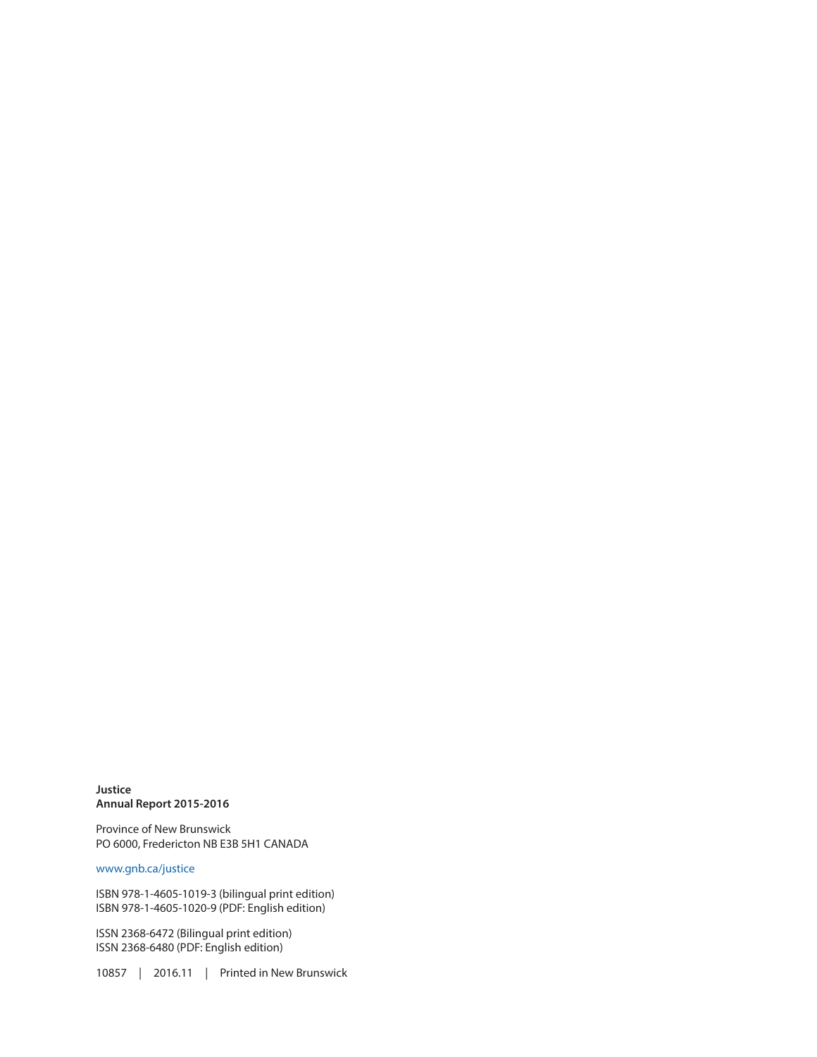**Justice**
**Annual Report 2015-2016**

Province of New Brunswick
PO 6000, Fredericton NB E3B 5H1 CANADA

www.gnb.ca/justice

ISBN 978-1-4605-1019-3 (bilingual print edition)
ISBN 978-1-4605-1020-9 (PDF: English edition)

ISSN 2368-6472 (Bilingual print edition)
ISSN 2368-6480 (PDF: English edition)

10857 | 2016.11 | Printed in New Brunswick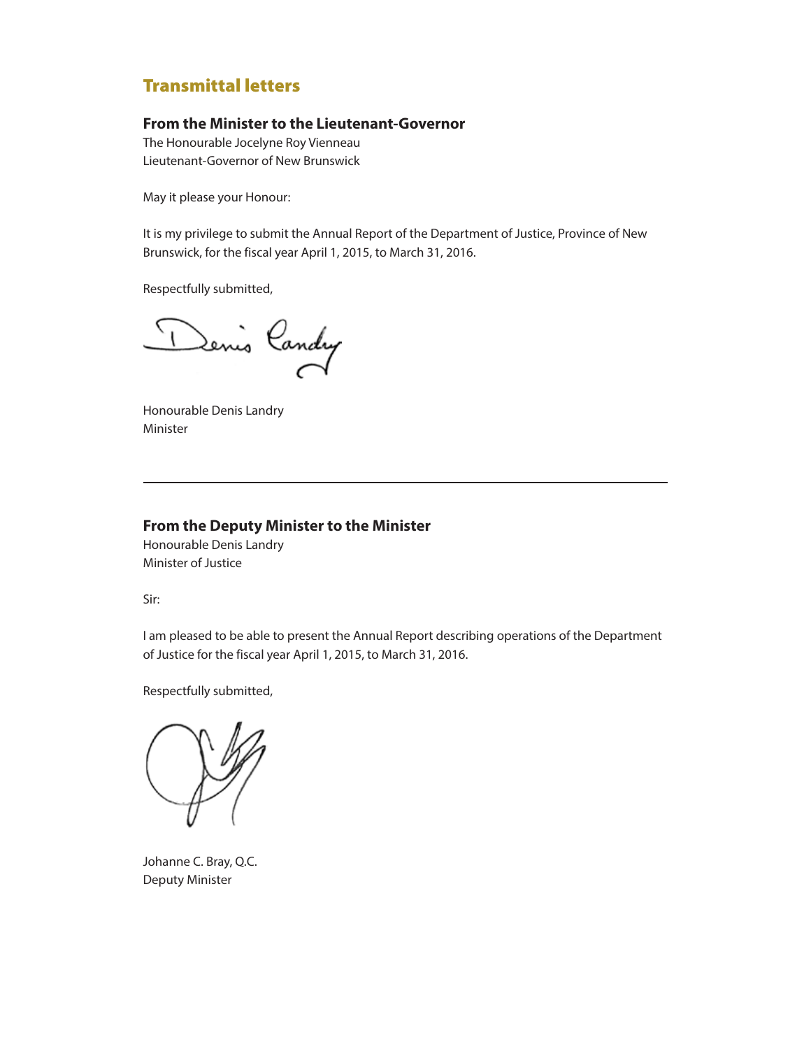# Transmittal letters

### From the Minister to the Lieutenant-Governor

The Honourable Jocelyne Roy Vienneau
Lieutenant-Governor of New Brunswick

May it please your Honour:

It is my privilege to submit the Annual Report of the Department of Justice, Province of New Brunswick, for the fiscal year April 1, 2015, to March 31, 2016.

Respectfully submitted,

Honourable Denis Landry
Minister

---

### From the Deputy Minister to the Minister

Honourable Denis Landry
Minister of Justice

Sir:

I am pleased to be able to present the Annual Report describing operations of the Department of Justice for the fiscal year April 1, 2015, to March 31, 2016.

Respectfully submitted,

Johanne C. Bray, Q.C.
Deputy Minister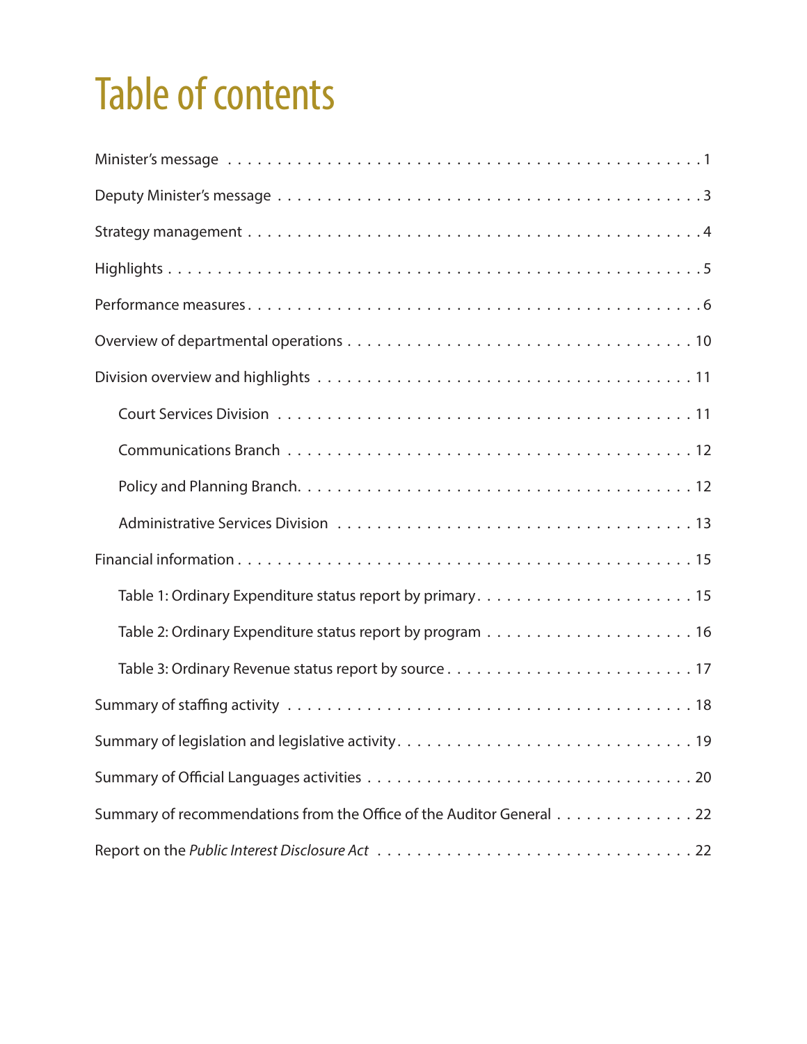# Table of contents

Minister's message . . . . . . . . . . . . . . . . . . . . . . . . . . . . . . . . . . . . . . . . . . . . . 1

Deputy Minister's message . . . . . . . . . . . . . . . . . . . . . . . . . . . . . . . . . . . . . . . . . 3

Strategy management . . . . . . . . . . . . . . . . . . . . . . . . . . . . . . . . . . . . . . . . . . . 4

Highlights . . . . . . . . . . . . . . . . . . . . . . . . . . . . . . . . . . . . . . . . . . . . . . . . . . . 5

Performance measures . . . . . . . . . . . . . . . . . . . . . . . . . . . . . . . . . . . . . . . . . . 6

Overview of departmental operations . . . . . . . . . . . . . . . . . . . . . . . . . . . . . . . . 10

Division overview and highlights . . . . . . . . . . . . . . . . . . . . . . . . . . . . . . . . . . . 11

- Court Services Division . . . . . . . . . . . . . . . . . . . . . . . . . . . . . . . . . . . . . . 11
- Communications Branch . . . . . . . . . . . . . . . . . . . . . . . . . . . . . . . . . . . . . . 12
- Policy and Planning Branch. . . . . . . . . . . . . . . . . . . . . . . . . . . . . . . . . . . . 12
- Administrative Services Division . . . . . . . . . . . . . . . . . . . . . . . . . . . . . . . . 13

Financial information . . . . . . . . . . . . . . . . . . . . . . . . . . . . . . . . . . . . . . . . . . . 15

- Table 1: Ordinary Expenditure status report by primary. . . . . . . . . . . . . . . . . . . 15
- Table 2: Ordinary Expenditure status report by program . . . . . . . . . . . . . . . . . . 16
- Table 3: Ordinary Revenue status report by source . . . . . . . . . . . . . . . . . . . . . . 17

Summary of staffing activity . . . . . . . . . . . . . . . . . . . . . . . . . . . . . . . . . . . . . . 18

Summary of legislation and legislative activity. . . . . . . . . . . . . . . . . . . . . . . . . . 19

Summary of Official Languages activities . . . . . . . . . . . . . . . . . . . . . . . . . . . . . 20

Summary of recommendations from the Office of the Auditor General . . . . . . . . . . . 22

Report on the *Public Interest Disclosure Act* . . . . . . . . . . . . . . . . . . . . . . . . . . 22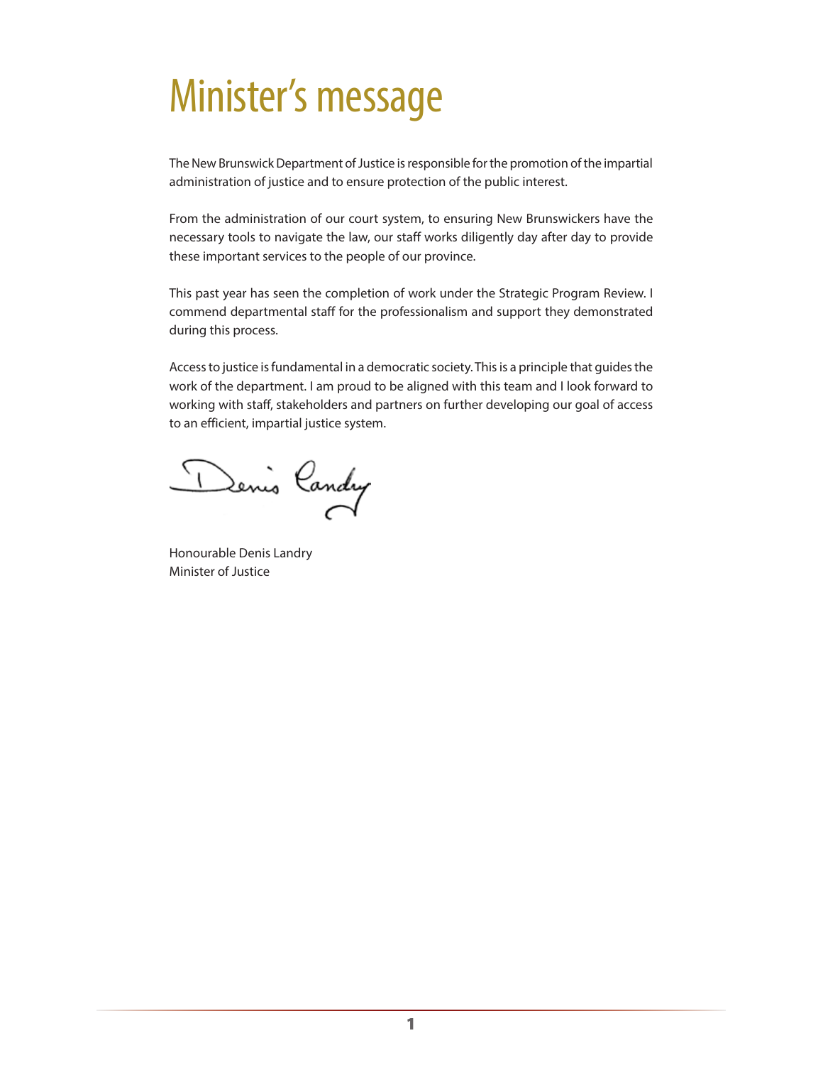# Minister's message

The New Brunswick Department of Justice is responsible for the promotion of the impartial administration of justice and to ensure protection of the public interest.

From the administration of our court system, to ensuring New Brunswickers have the necessary tools to navigate the law, our staff works diligently day after day to provide these important services to the people of our province.

This past year has seen the completion of work under the Strategic Program Review. I commend departmental staff for the professionalism and support they demonstrated during this process.

Access to justice is fundamental in a democratic society. This is a principle that guides the work of the department. I am proud to be aligned with this team and I look forward to working with staff, stakeholders and partners on further developing our goal of access to an efficient, impartial justice system.

Honourable Denis Landry
Minister of Justice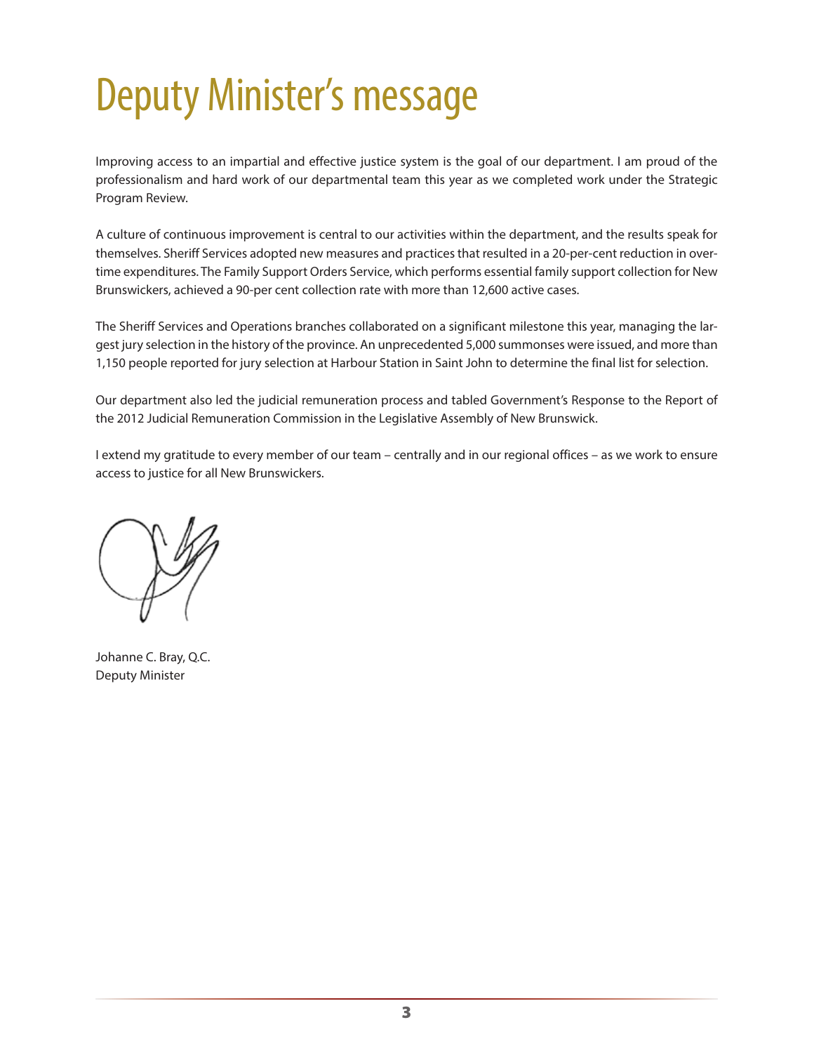# Deputy Minister's message

Improving access to an impartial and effective justice system is the goal of our department. I am proud of the professionalism and hard work of our departmental team this year as we completed work under the Strategic Program Review.

A culture of continuous improvement is central to our activities within the department, and the results speak for themselves. Sheriff Services adopted new measures and practices that resulted in a 20-per-cent reduction in overtime expenditures. The Family Support Orders Service, which performs essential family support collection for New Brunswickers, achieved a 90-per cent collection rate with more than 12,600 active cases.

The Sheriff Services and Operations branches collaborated on a significant milestone this year, managing the largest jury selection in the history of the province. An unprecedented 5,000 summonses were issued, and more than 1,150 people reported for jury selection at Harbour Station in Saint John to determine the final list for selection.

Our department also led the judicial remuneration process and tabled Government's Response to the Report of the 2012 Judicial Remuneration Commission in the Legislative Assembly of New Brunswick.

I extend my gratitude to every member of our team – centrally and in our regional offices – as we work to ensure access to justice for all New Brunswickers.

Johanne C. Bray, Q.C.
Deputy Minister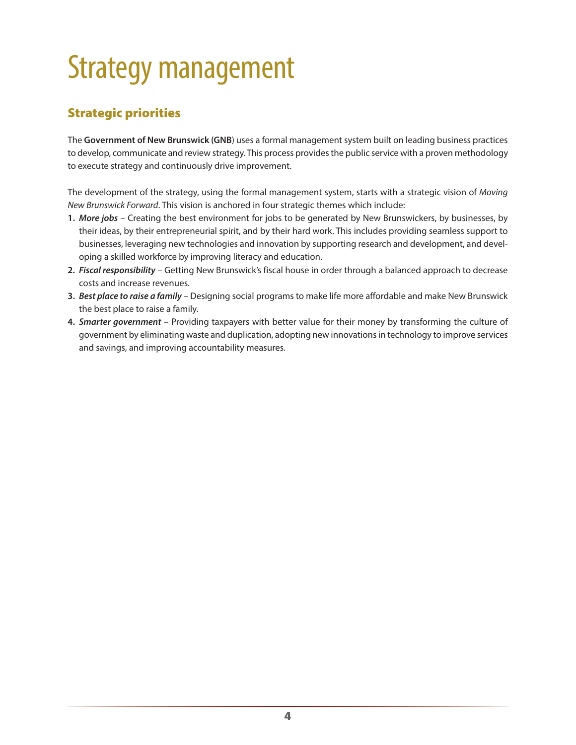# Strategy management

## Strategic priorities

The **Government of New Brunswick (GNB**) uses a formal management system built on leading business practices to develop, communicate and review strategy. This process provides the public service with a proven methodology to execute strategy and continuously drive improvement.

The development of the strategy, using the formal management system, starts with a strategic vision of *Moving New Brunswick Forward*. This vision is anchored in four strategic themes which include:

1. ***More jobs*** – Creating the best environment for jobs to be generated by New Brunswickers, by businesses, by their ideas, by their entrepreneurial spirit, and by their hard work. This includes providing seamless support to businesses, leveraging new technologies and innovation by supporting research and development, and developing a skilled workforce by improving literacy and education.
2. ***Fiscal responsibility*** – Getting New Brunswick's fiscal house in order through a balanced approach to decrease costs and increase revenues.
3. ***Best place to raise a family*** – Designing social programs to make life more affordable and make New Brunswick the best place to raise a family.
4. ***Smarter government*** – Providing taxpayers with better value for their money by transforming the culture of government by eliminating waste and duplication, adopting new innovations in technology to improve services and savings, and improving accountability measures.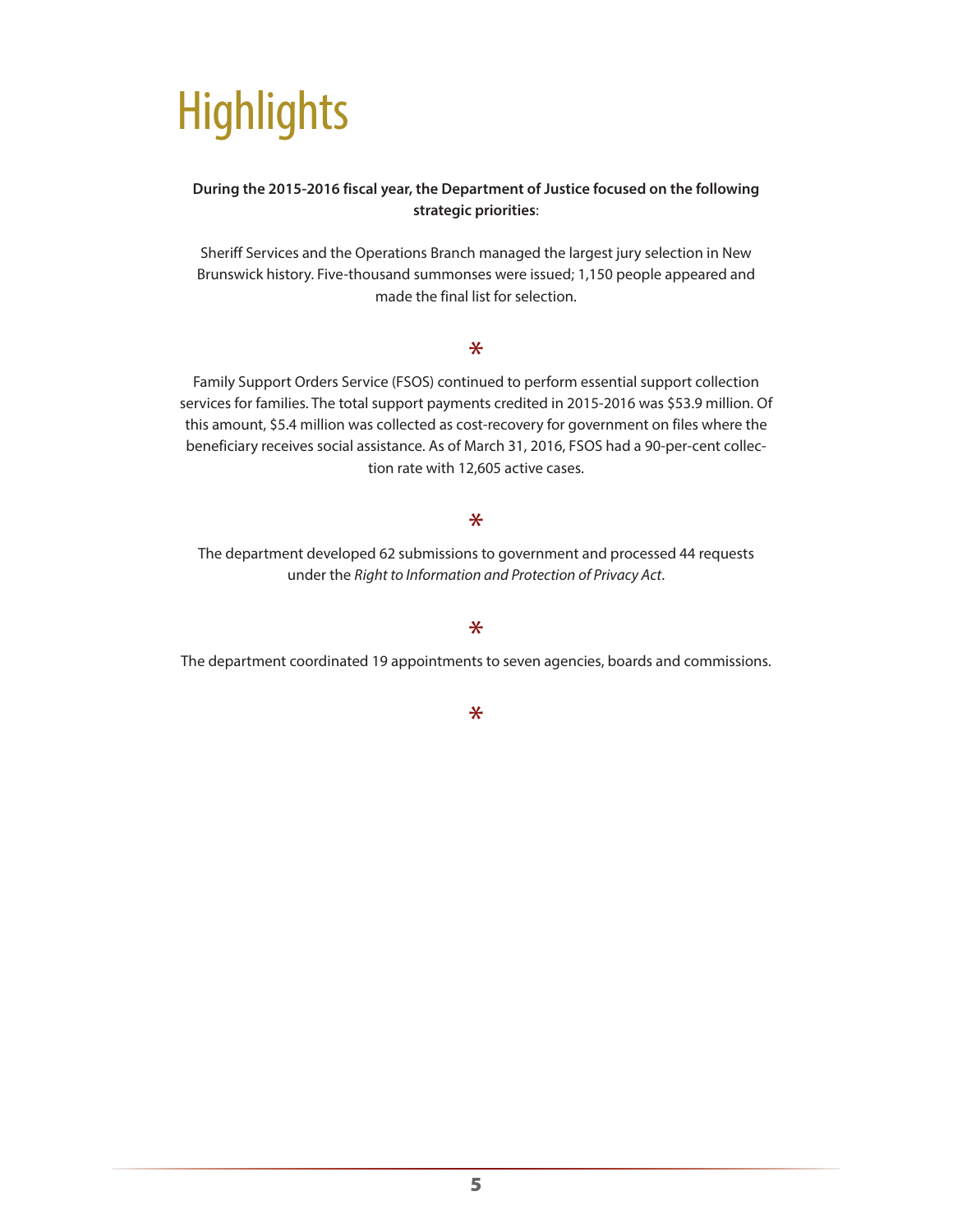# Highlights

**During the 2015-2016 fiscal year, the Department of Justice focused on the following strategic priorities**:

Sheriff Services and the Operations Branch managed the largest jury selection in New Brunswick history. Five-thousand summonses were issued; 1,150 people appeared and made the final list for selection.

*

Family Support Orders Service (FSOS) continued to perform essential support collection services for families. The total support payments credited in 2015-2016 was $53.9 million. Of this amount, $5.4 million was collected as cost-recovery for government on files where the beneficiary receives social assistance. As of March 31, 2016, FSOS had a 90-per-cent collection rate with 12,605 active cases.

*

The department developed 62 submissions to government and processed 44 requests under the *Right to Information and Protection of Privacy Act*.

*

The department coordinated 19 appointments to seven agencies, boards and commissions.

*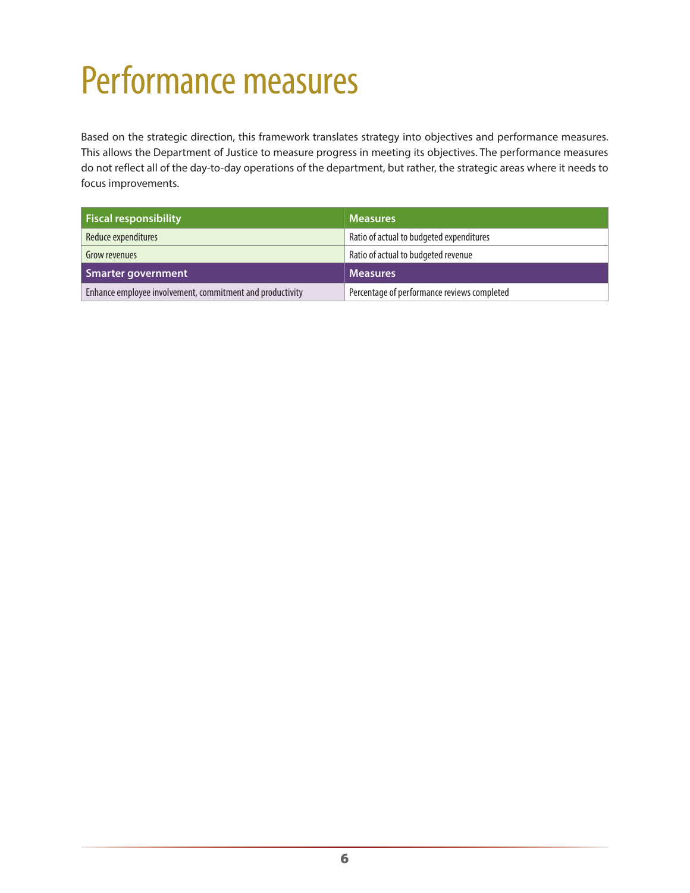# Performance measures

Based on the strategic direction, this framework translates strategy into objectives and performance measures. This allows the Department of Justice to measure progress in meeting its objectives. The performance measures do not reflect all of the day-to-day operations of the department, but rather, the strategic areas where it needs to focus improvements.

| Fiscal responsibility | Measures |
|---|---|
| Reduce expenditures | Ratio of actual to budgeted expenditures |
| Grow revenues | Ratio of actual to budgeted revenue |
| **Smarter government** | **Measures** |
| Enhance employee involvement, commitment and productivity | Percentage of performance reviews completed |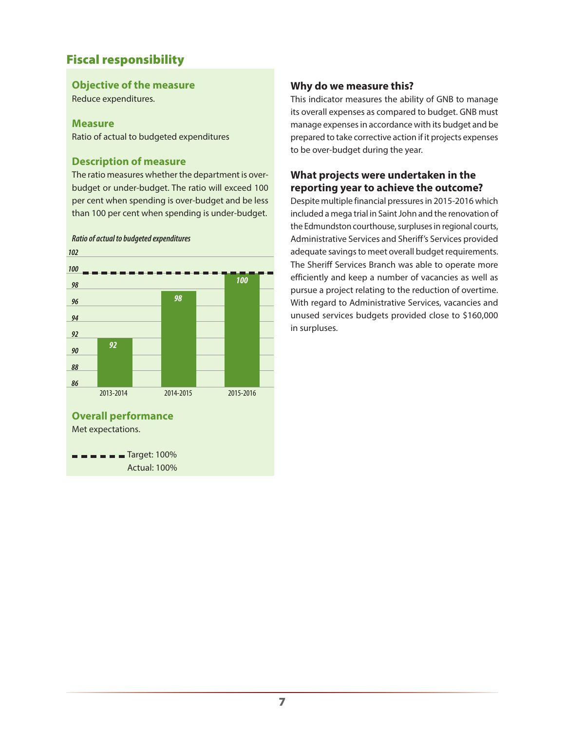## Fiscal responsibility

### Objective of the measure

Reduce expenditures.

### Measure

Ratio of actual to budgeted expenditures

### Description of measure

The ratio measures whether the department is over-budget or under-budget. The ratio will exceed 100 per cent when spending is over-budget and be less than 100 per cent when spending is under-budget.

*Ratio of actual to budgeted expenditures*

| Year | Ratio |
|---|---|
| 2013-2014 | 92 |
| 2014-2015 | 98 |
| 2015-2016 | 100 |

### Overall performance

Met expectations.

Target: 100%
Actual: 100%

### Why do we measure this?

This indicator measures the ability of GNB to manage its overall expenses as compared to budget. GNB must manage expenses in accordance with its budget and be prepared to take corrective action if it projects expenses to be over-budget during the year.

### What projects were undertaken in the reporting year to achieve the outcome?

Despite multiple financial pressures in 2015-2016 which included a mega trial in Saint John and the renovation of the Edmundston courthouse, surpluses in regional courts, Administrative Services and Sheriff's Services provided adequate savings to meet overall budget requirements. The Sheriff Services Branch was able to operate more efficiently and keep a number of vacancies as well as pursue a project relating to the reduction of overtime. With regard to Administrative Services, vacancies and unused services budgets provided close to $160,000 in surpluses.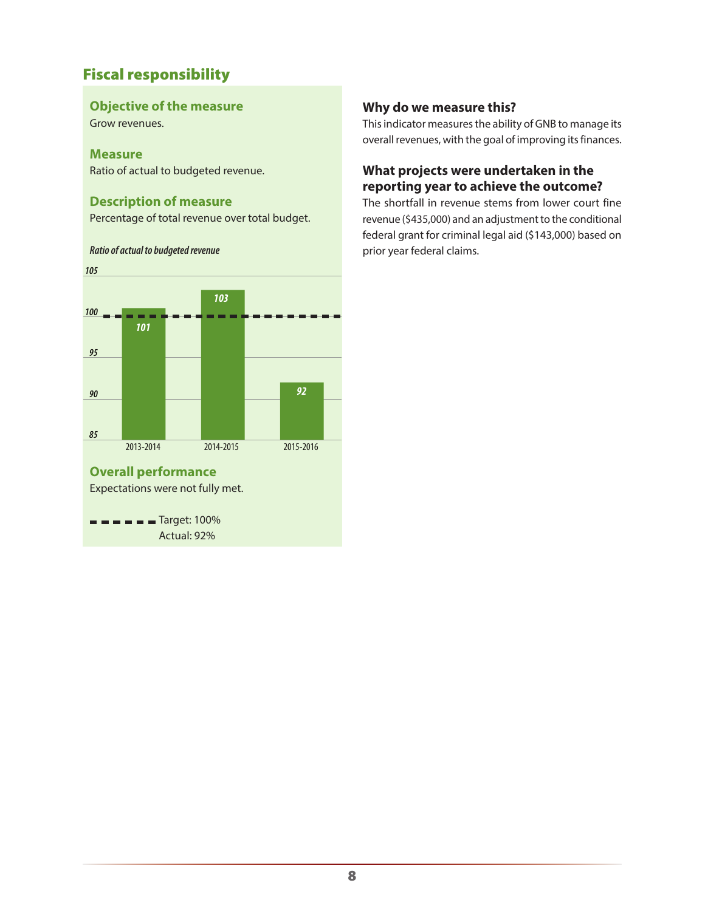## Fiscal responsibility

### Objective of the measure

Grow revenues.

### Measure

Ratio of actual to budgeted revenue.

### Description of measure

Percentage of total revenue over total budget.

*Ratio of actual to budgeted revenue*

| Year | Ratio |
|---|---|
| 2013-2014 | 101 |
| 2014-2015 | 103 |
| 2015-2016 | 92 |

### Overall performance

Expectations were not fully met.

Target: 100%
Actual: 92%

### Why do we measure this?

This indicator measures the ability of GNB to manage its overall revenues, with the goal of improving its finances.

### What projects were undertaken in the reporting year to achieve the outcome?

The shortfall in revenue stems from lower court fine revenue ($435,000) and an adjustment to the conditional federal grant for criminal legal aid ($143,000) based on prior year federal claims.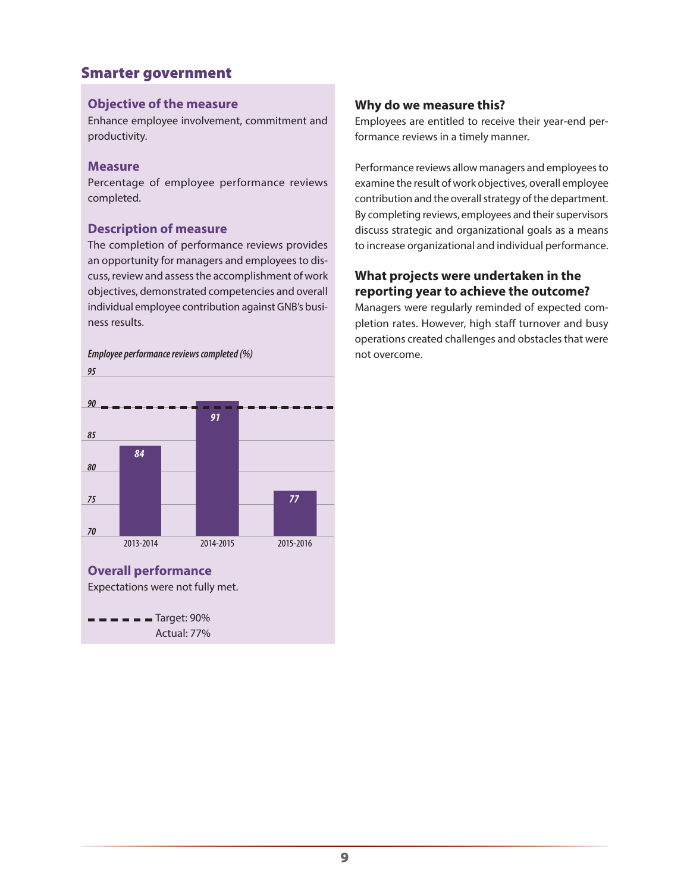## Smarter government

### Objective of the measure

Enhance employee involvement, commitment and productivity.

### Measure

Percentage of employee performance reviews completed.

### Description of measure

The completion of performance reviews provides an opportunity for managers and employees to discuss, review and assess the accomplishment of work objectives, demonstrated competencies and overall individual employee contribution against GNB's business results.

*Employee performance reviews completed (%)*

| Year | Employee performance reviews completed (%) |
|---|---|
| 2013-2014 | 84 |
| 2014-2015 | 91 |
| 2015-2016 | 77 |

### Overall performance

Expectations were not fully met.

Target: 90%
Actual: 77%

### Why do we measure this?

Employees are entitled to receive their year-end performance reviews in a timely manner.

Performance reviews allow managers and employees to examine the result of work objectives, overall employee contribution and the overall strategy of the department. By completing reviews, employees and their supervisors discuss strategic and organizational goals as a means to increase organizational and individual performance.

### What projects were undertaken in the reporting year to achieve the outcome?

Managers were regularly reminded of expected completion rates. However, high staff turnover and busy operations created challenges and obstacles that were not overcome.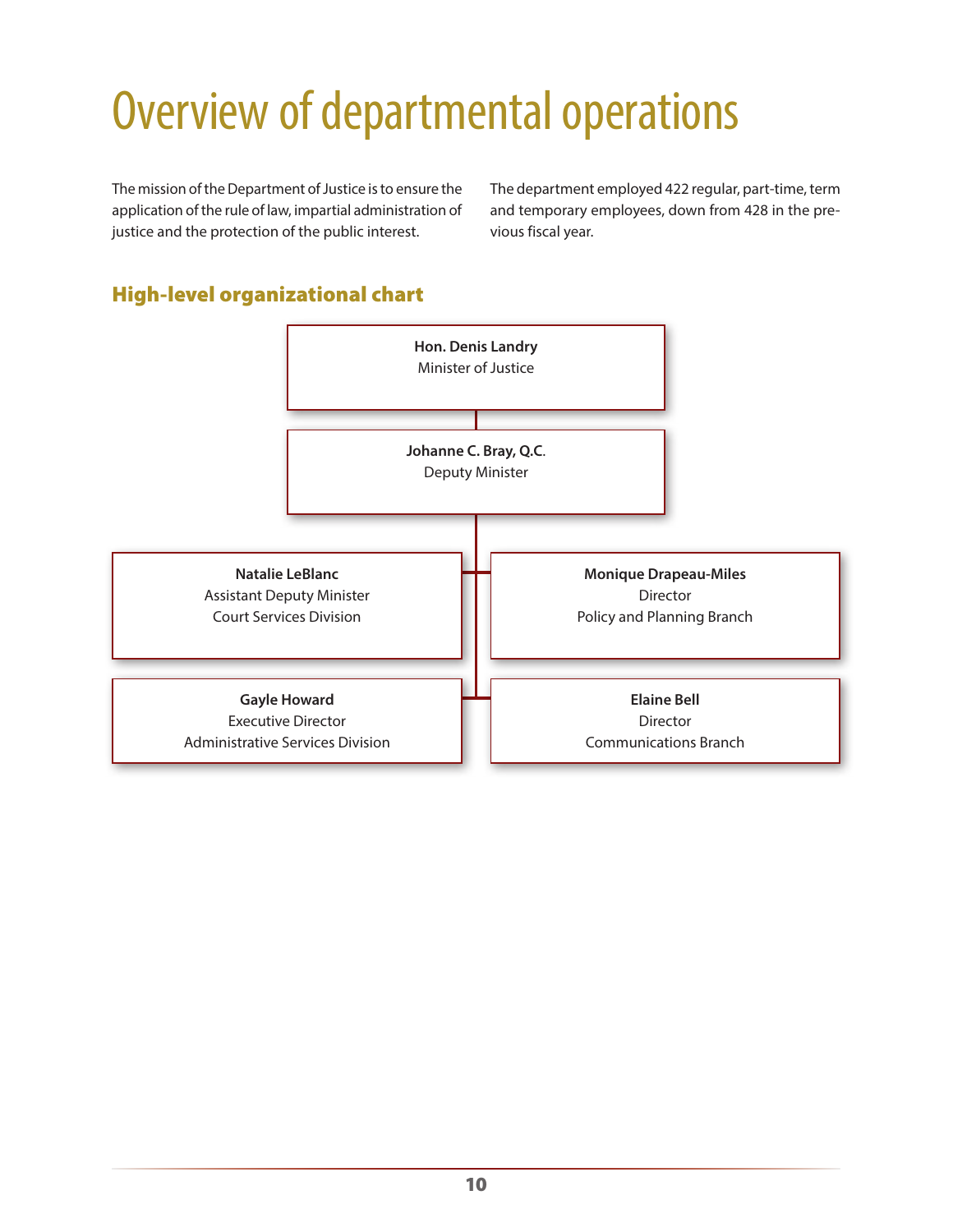# Overview of departmental operations

The mission of the Department of Justice is to ensure the application of the rule of law, impartial administration of justice and the protection of the public interest.

The department employed 422 regular, part-time, term and temporary employees, down from 428 in the previous fiscal year.

## High-level organizational chart

**Hon. Denis Landry**
Minister of Justice

**Johanne C. Bray, Q.C.**
Deputy Minister

**Natalie LeBlanc**
Assistant Deputy Minister
Court Services Division

**Monique Drapeau-Miles**
Director
Policy and Planning Branch

**Gayle Howard**
Executive Director
Administrative Services Division

**Elaine Bell**
Director
Communications Branch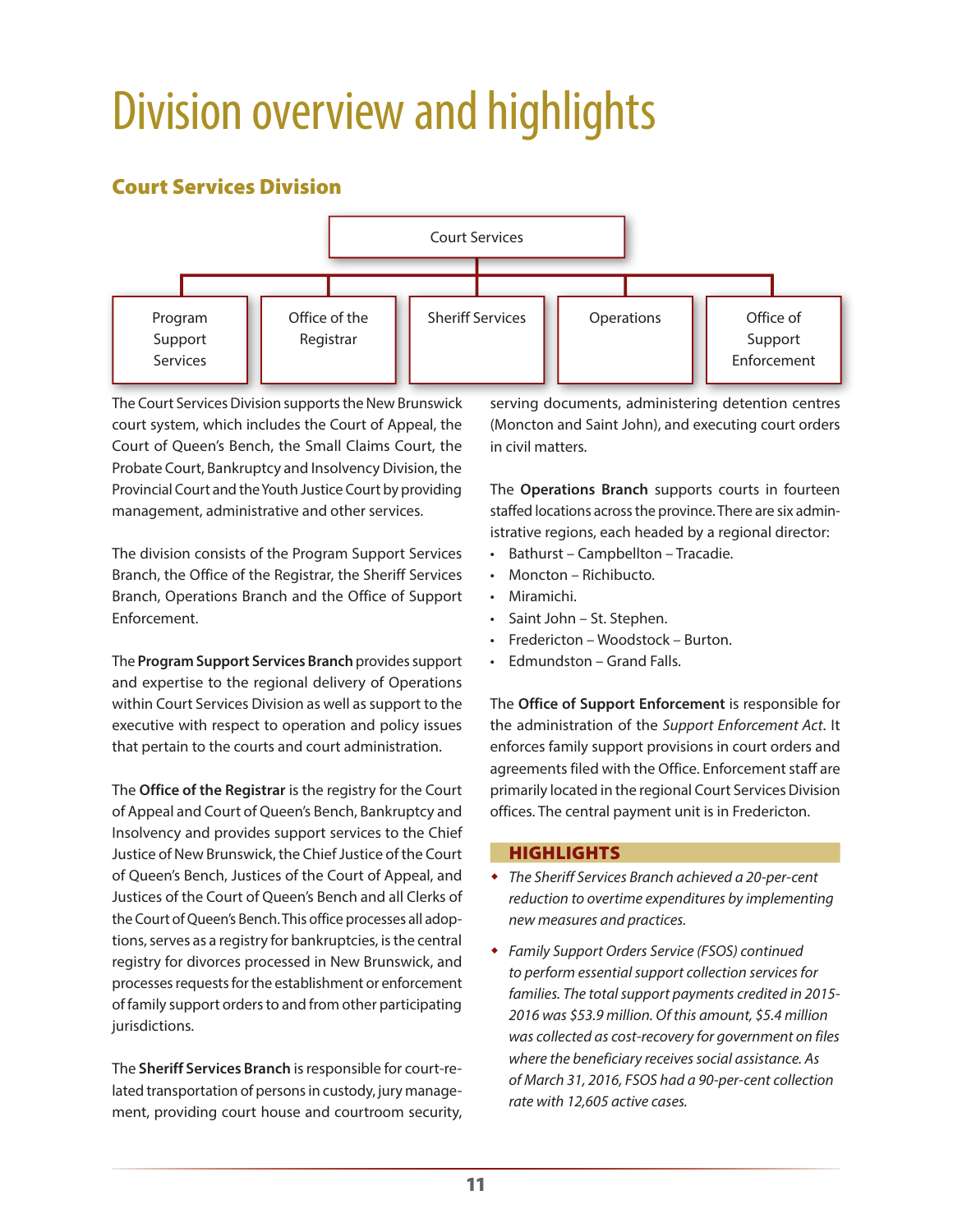# Division overview and highlights

## Court Services Division

Court Services

- Program Support Services
- Office of the Registrar
- Sheriff Services
- Operations
- Office of Support Enforcement

The Court Services Division supports the New Brunswick court system, which includes the Court of Appeal, the Court of Queen's Bench, the Small Claims Court, the Probate Court, Bankruptcy and Insolvency Division, the Provincial Court and the Youth Justice Court by providing management, administrative and other services.

The division consists of the Program Support Services Branch, the Office of the Registrar, the Sheriff Services Branch, Operations Branch and the Office of Support Enforcement.

The **Program Support Services Branch** provides support and expertise to the regional delivery of Operations within Court Services Division as well as support to the executive with respect to operation and policy issues that pertain to the courts and court administration.

The **Office of the Registrar** is the registry for the Court of Appeal and Court of Queen's Bench, Bankruptcy and Insolvency and provides support services to the Chief Justice of New Brunswick, the Chief Justice of the Court of Queen's Bench, Justices of the Court of Appeal, and Justices of the Court of Queen's Bench and all Clerks of the Court of Queen's Bench. This office processes all adoptions, serves as a registry for bankruptcies, is the central registry for divorces processed in New Brunswick, and processes requests for the establishment or enforcement of family support orders to and from other participating jurisdictions.

The **Sheriff Services Branch** is responsible for court-related transportation of persons in custody, jury management, providing court house and courtroom security, serving documents, administering detention centres (Moncton and Saint John), and executing court orders in civil matters.

The **Operations Branch** supports courts in fourteen staffed locations across the province. There are six administrative regions, each headed by a regional director:

- Bathurst – Campbellton – Tracadie.
- Moncton – Richibucto.
- Miramichi.
- Saint John – St. Stephen.
- Fredericton – Woodstock – Burton.
- Edmundston – Grand Falls.

The **Office of Support Enforcement** is responsible for the administration of the *Support Enforcement Act*. It enforces family support provisions in court orders and agreements filed with the Office. Enforcement staff are primarily located in the regional Court Services Division offices. The central payment unit is in Fredericton.

### HIGHLIGHTS

- *The Sheriff Services Branch achieved a 20-per-cent reduction to overtime expenditures by implementing new measures and practices.*
- *Family Support Orders Service (FSOS) continued to perform essential support collection services for families. The total support payments credited in 2015-2016 was $53.9 million. Of this amount, $5.4 million was collected as cost-recovery for government on files where the beneficiary receives social assistance. As of March 31, 2016, FSOS had a 90-per-cent collection rate with 12,605 active cases.*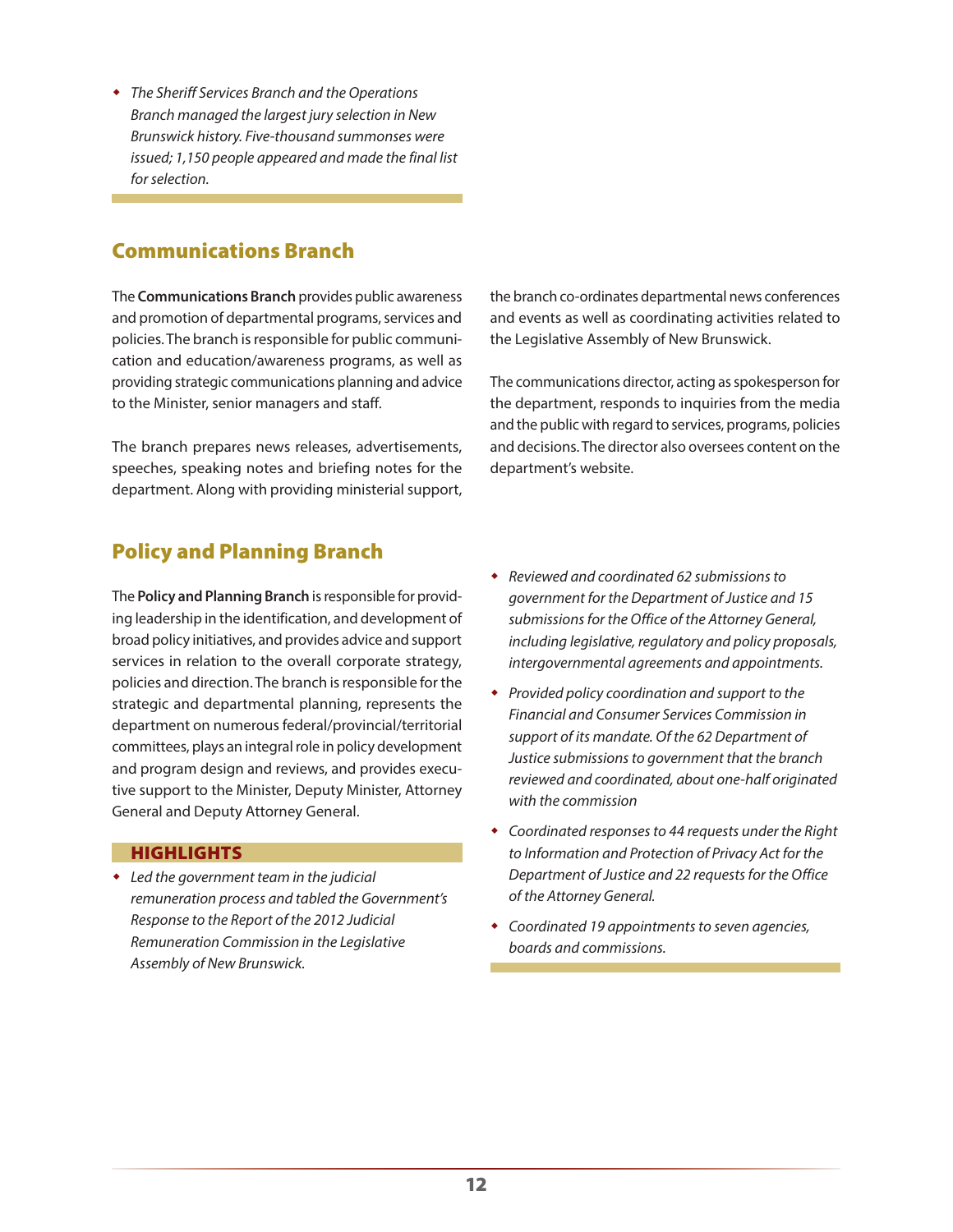- *The Sheriff Services Branch and the Operations Branch managed the largest jury selection in New Brunswick history. Five-thousand summonses were issued; 1,150 people appeared and made the final list for selection.*

## Communications Branch

The **Communications Branch** provides public awareness and promotion of departmental programs, services and policies. The branch is responsible for public communication and education/awareness programs, as well as providing strategic communications planning and advice to the Minister, senior managers and staff.

The branch prepares news releases, advertisements, speeches, speaking notes and briefing notes for the department. Along with providing ministerial support, the branch co-ordinates departmental news conferences and events as well as coordinating activities related to the Legislative Assembly of New Brunswick.

The communications director, acting as spokesperson for the department, responds to inquiries from the media and the public with regard to services, programs, policies and decisions. The director also oversees content on the department's website.

## Policy and Planning Branch

The **Policy and Planning Branch** is responsible for providing leadership in the identification, and development of broad policy initiatives, and provides advice and support services in relation to the overall corporate strategy, policies and direction. The branch is responsible for the strategic and departmental planning, represents the department on numerous federal/provincial/territorial committees, plays an integral role in policy development and program design and reviews, and provides executive support to the Minister, Deputy Minister, Attorney General and Deputy Attorney General.

### HIGHLIGHTS

- *Led the government team in the judicial remuneration process and tabled the Government's Response to the Report of the 2012 Judicial Remuneration Commission in the Legislative Assembly of New Brunswick.*
- *Reviewed and coordinated 62 submissions to government for the Department of Justice and 15 submissions for the Office of the Attorney General, including legislative, regulatory and policy proposals, intergovernmental agreements and appointments.*
- *Provided policy coordination and support to the Financial and Consumer Services Commission in support of its mandate. Of the 62 Department of Justice submissions to government that the branch reviewed and coordinated, about one-half originated with the commission*
- *Coordinated responses to 44 requests under the Right to Information and Protection of Privacy Act for the Department of Justice and 22 requests for the Office of the Attorney General.*
- *Coordinated 19 appointments to seven agencies, boards and commissions.*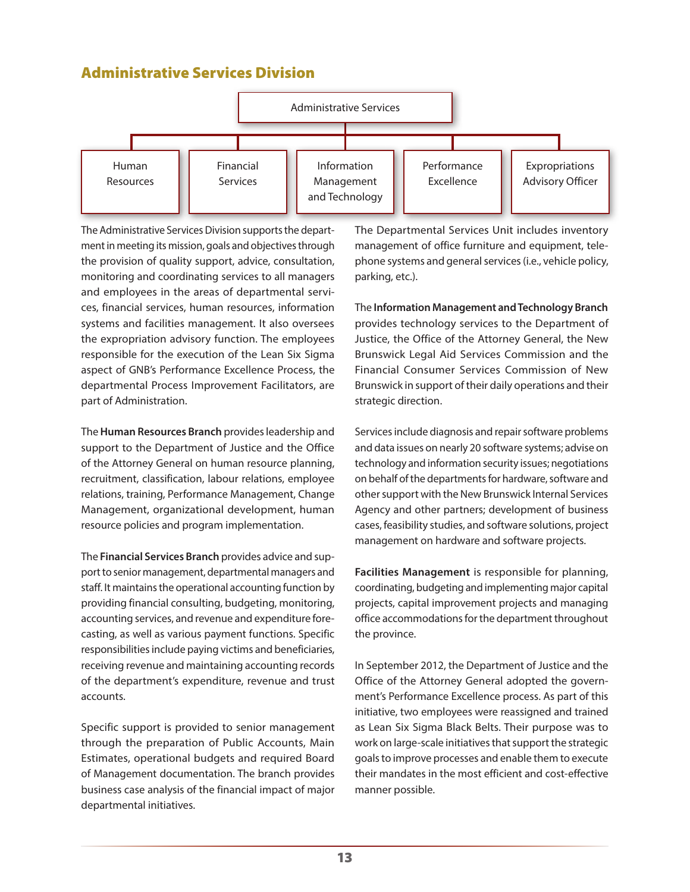## Administrative Services Division

Administrative Services

- Human Resources
- Financial Services
- Information Management and Technology
- Performance Excellence
- Expropriations Advisory Officer

The Administrative Services Division supports the department in meeting its mission, goals and objectives through the provision of quality support, advice, consultation, monitoring and coordinating services to all managers and employees in the areas of departmental services, financial services, human resources, information systems and facilities management. It also oversees the expropriation advisory function. The employees responsible for the execution of the Lean Six Sigma aspect of GNB's Performance Excellence Process, the departmental Process Improvement Facilitators, are part of Administration.

The **Human Resources Branch** provides leadership and support to the Department of Justice and the Office of the Attorney General on human resource planning, recruitment, classification, labour relations, employee relations, training, Performance Management, Change Management, organizational development, human resource policies and program implementation.

The **Financial Services Branch** provides advice and support to senior management, departmental managers and staff. It maintains the operational accounting function by providing financial consulting, budgeting, monitoring, accounting services, and revenue and expenditure forecasting, as well as various payment functions. Specific responsibilities include paying victims and beneficiaries, receiving revenue and maintaining accounting records of the department's expenditure, revenue and trust accounts.

Specific support is provided to senior management through the preparation of Public Accounts, Main Estimates, operational budgets and required Board of Management documentation. The branch provides business case analysis of the financial impact of major departmental initiatives.

The Departmental Services Unit includes inventory management of office furniture and equipment, telephone systems and general services (i.e., vehicle policy, parking, etc.).

The **Information Management and Technology Branch** provides technology services to the Department of Justice, the Office of the Attorney General, the New Brunswick Legal Aid Services Commission and the Financial Consumer Services Commission of New Brunswick in support of their daily operations and their strategic direction.

Services include diagnosis and repair software problems and data issues on nearly 20 software systems; advise on technology and information security issues; negotiations on behalf of the departments for hardware, software and other support with the New Brunswick Internal Services Agency and other partners; development of business cases, feasibility studies, and software solutions, project management on hardware and software projects.

**Facilities Management** is responsible for planning, coordinating, budgeting and implementing major capital projects, capital improvement projects and managing office accommodations for the department throughout the province.

In September 2012, the Department of Justice and the Office of the Attorney General adopted the government's Performance Excellence process. As part of this initiative, two employees were reassigned and trained as Lean Six Sigma Black Belts. Their purpose was to work on large-scale initiatives that support the strategic goals to improve processes and enable them to execute their mandates in the most efficient and cost-effective manner possible.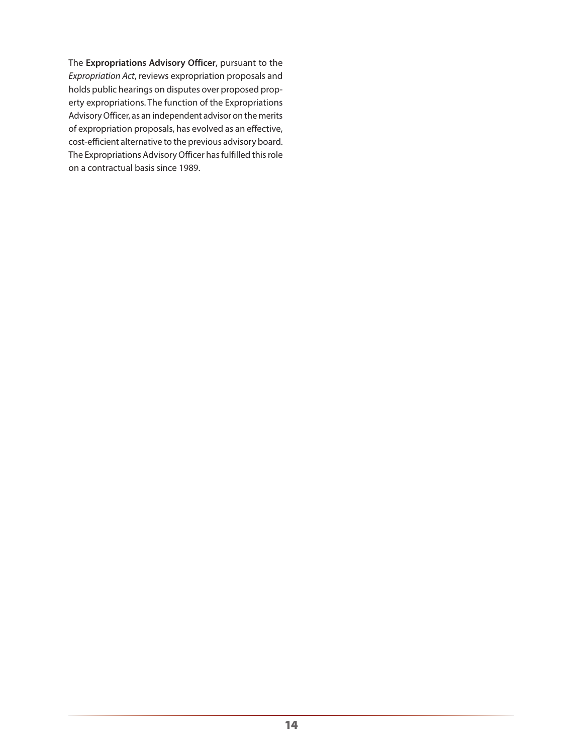The **Expropriations Advisory Officer**, pursuant to the *Expropriation Act*, reviews expropriation proposals and holds public hearings on disputes over proposed property expropriations. The function of the Expropriations Advisory Officer, as an independent advisor on the merits of expropriation proposals, has evolved as an effective, cost-efficient alternative to the previous advisory board. The Expropriations Advisory Officer has fulfilled this role on a contractual basis since 1989.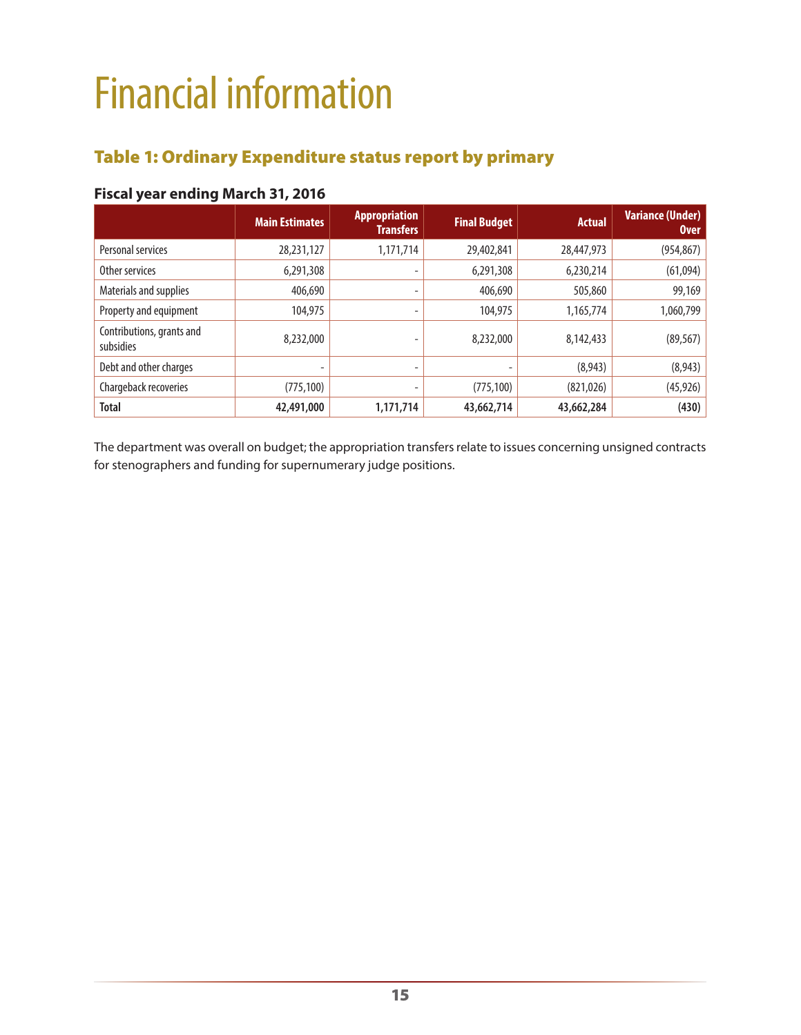# Financial information

## Table 1: Ordinary Expenditure status report by primary

### Fiscal year ending March 31, 2016

| | Main Estimates | Appropriation Transfers | Final Budget | Actual | Variance (Under) Over |
|---|---|---|---|---|---|
| Personal services | 28,231,127 | 1,171,714 | 29,402,841 | 28,447,973 | (954,867) |
| Other services | 6,291,308 | - | 6,291,308 | 6,230,214 | (61,094) |
| Materials and supplies | 406,690 | - | 406,690 | 505,860 | 99,169 |
| Property and equipment | 104,975 | - | 104,975 | 1,165,774 | 1,060,799 |
| Contributions, grants and subsidies | 8,232,000 | - | 8,232,000 | 8,142,433 | (89,567) |
| Debt and other charges | - | - | - | (8,943) | (8,943) |
| Chargeback recoveries | (775,100) | - | (775,100) | (821,026) | (45,926) |
| **Total** | **42,491,000** | **1,171,714** | **43,662,714** | **43,662,284** | **(430)** |

The department was overall on budget; the appropriation transfers relate to issues concerning unsigned contracts for stenographers and funding for supernumerary judge positions.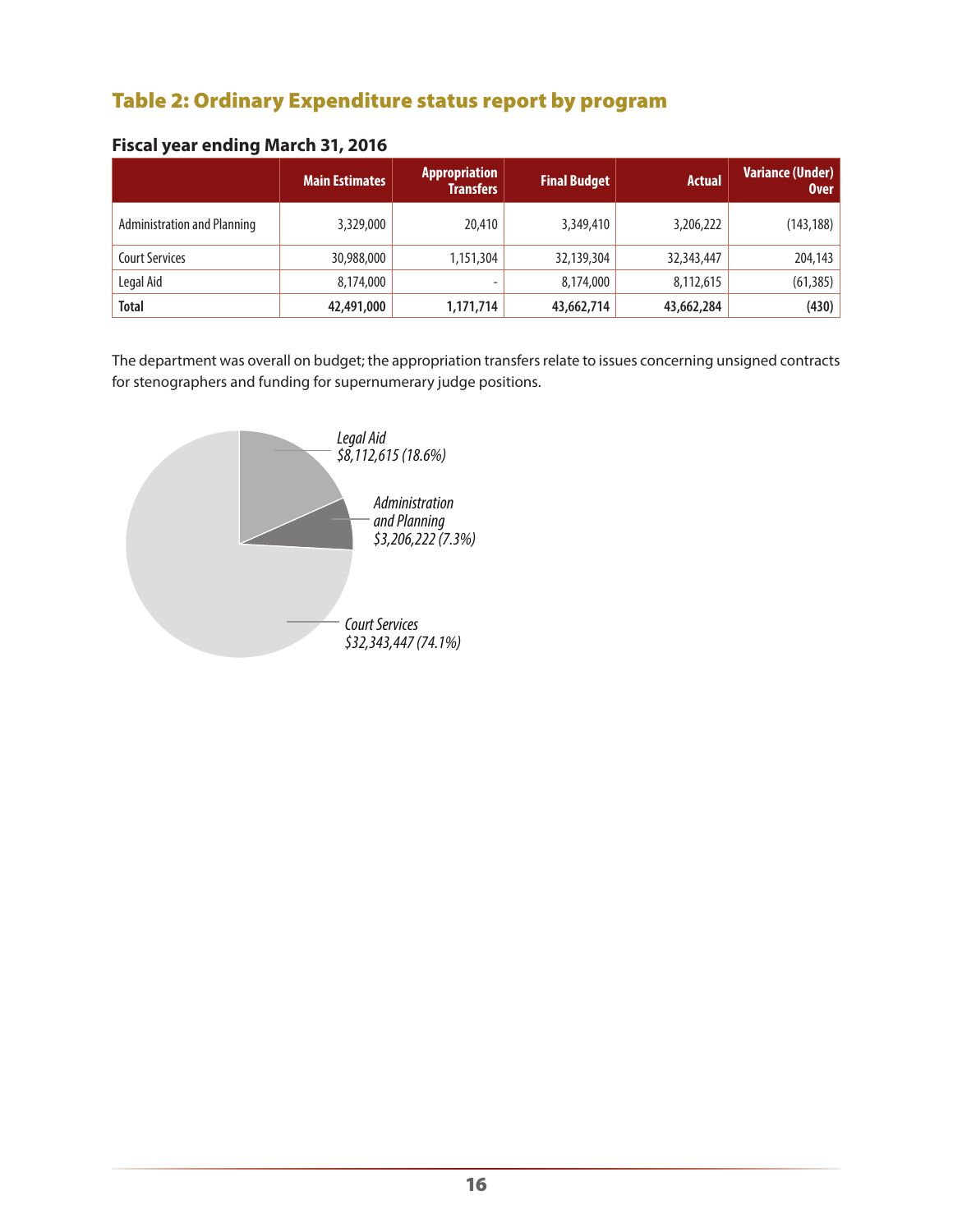## Table 2: Ordinary Expenditure status report by program

### Fiscal year ending March 31, 2016

| | Main Estimates | Appropriation Transfers | Final Budget | Actual | Variance (Under) Over |
|---|---|---|---|---|---|
| Administration and Planning | 3,329,000 | 20,410 | 3,349,410 | 3,206,222 | (143,188) |
| Court Services | 30,988,000 | 1,151,304 | 32,139,304 | 32,343,447 | 204,143 |
| Legal Aid | 8,174,000 | - | 8,174,000 | 8,112,615 | (61,385) |
| **Total** | **42,491,000** | **1,171,714** | **43,662,714** | **43,662,284** | **(430)** |

The department was overall on budget; the appropriation transfers relate to issues concerning unsigned contracts for stenographers and funding for supernumerary judge positions.

*Legal Aid $8,112,615 (18.6%)*

*Administration and Planning $3,206,222 (7.3%)*

*Court Services $32,343,447 (74.1%)*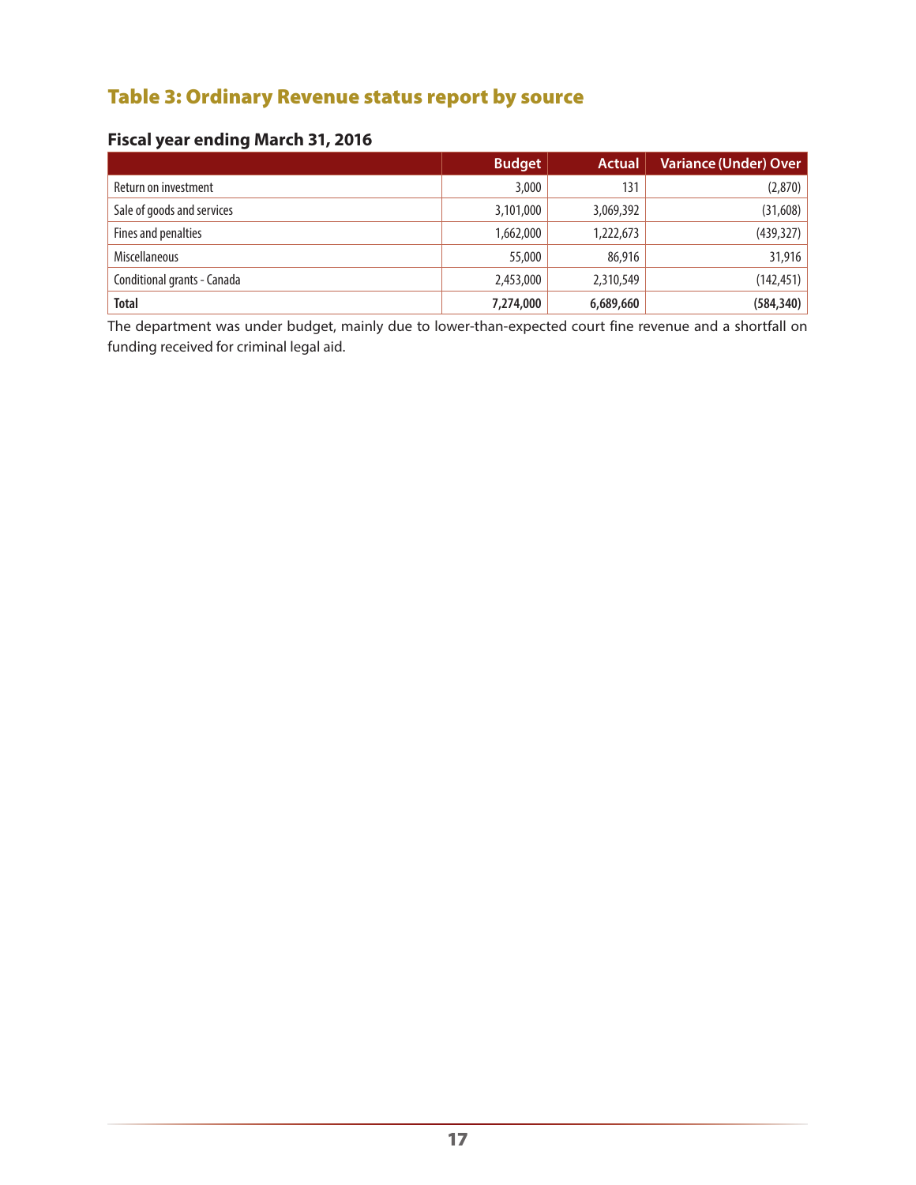## Table 3: Ordinary Revenue status report by source

### Fiscal year ending March 31, 2016

| | Budget | Actual | Variance (Under) Over |
|---|---|---|---|
| Return on investment | 3,000 | 131 | (2,870) |
| Sale of goods and services | 3,101,000 | 3,069,392 | (31,608) |
| Fines and penalties | 1,662,000 | 1,222,673 | (439,327) |
| Miscellaneous | 55,000 | 86,916 | 31,916 |
| Conditional grants - Canada | 2,453,000 | 2,310,549 | (142,451) |
| **Total** | **7,274,000** | **6,689,660** | **(584,340)** |

The department was under budget, mainly due to lower-than-expected court fine revenue and a shortfall on funding received for criminal legal aid.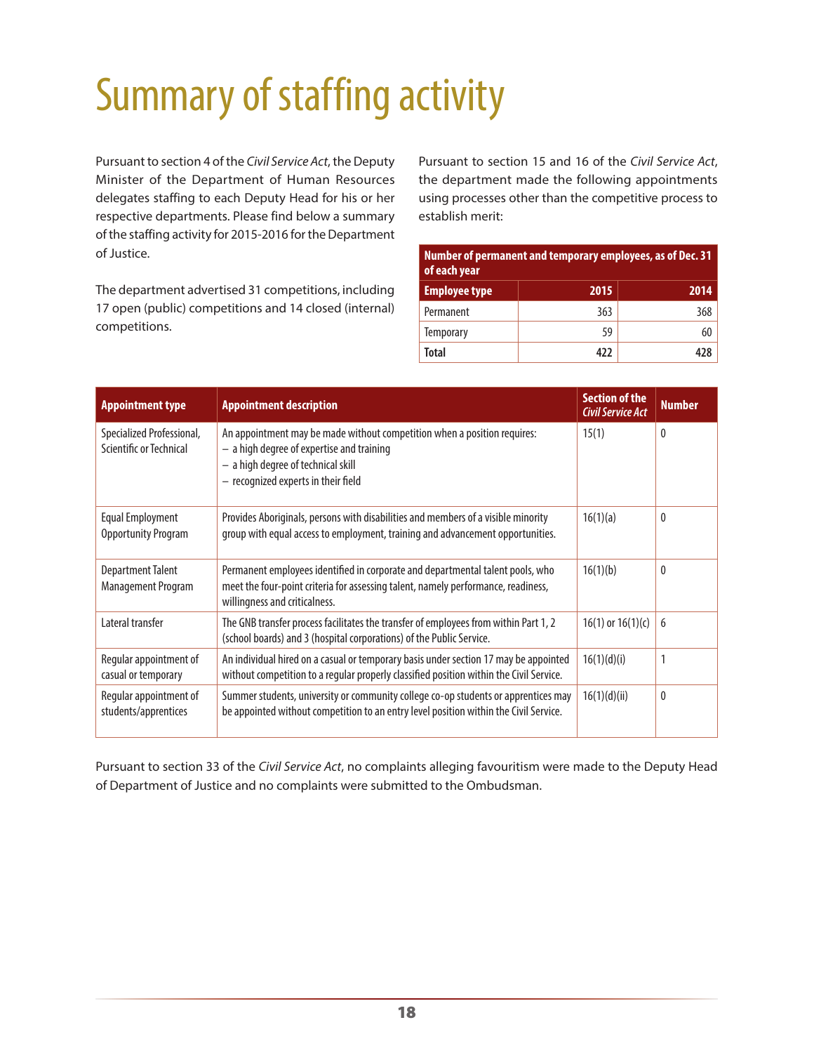# Summary of staffing activity

Pursuant to section 4 of the *Civil Service Act*, the Deputy Minister of the Department of Human Resources delegates staffing to each Deputy Head for his or her respective departments. Please find below a summary of the staffing activity for 2015-2016 for the Department of Justice.

The department advertised 31 competitions, including 17 open (public) competitions and 14 closed (internal) competitions.

| Number of permanent and temporary employees, as of Dec. 31 of each year | | |
|---|---|---|
| **Employee type** | **2015** | **2014** |
| Permanent | 363 | 368 |
| Temporary | 59 | 60 |
| **Total** | **422** | **428** |

Pursuant to section 15 and 16 of the *Civil Service Act*, the department made the following appointments using processes other than the competitive process to establish merit:

| Appointment type | Appointment description | Section of the *Civil Service Act* | Number |
|---|---|---|---|
| Specialized Professional, Scientific or Technical | An appointment may be made without competition when a position requires: – a high degree of expertise and training – a high degree of technical skill – recognized experts in their field | 15(1) | 0 |
| Equal Employment Opportunity Program | Provides Aboriginals, persons with disabilities and members of a visible minority group with equal access to employment, training and advancement opportunities. | 16(1)(a) | 0 |
| Department Talent Management Program | Permanent employees identified in corporate and departmental talent pools, who meet the four-point criteria for assessing talent, namely performance, readiness, willingness and criticalness. | 16(1)(b) | 0 |
| Lateral transfer | The GNB transfer process facilitates the transfer of employees from within Part 1, 2 (school boards) and 3 (hospital corporations) of the Public Service. | 16(1) or 16(1)(c) | 6 |
| Regular appointment of casual or temporary | An individual hired on a casual or temporary basis under section 17 may be appointed without competition to a regular properly classified position within the Civil Service. | 16(1)(d)(i) | 1 |
| Regular appointment of students/apprentices | Summer students, university or community college co-op students or apprentices may be appointed without competition to an entry level position within the Civil Service. | 16(1)(d)(ii) | 0 |

Pursuant to section 33 of the *Civil Service Act*, no complaints alleging favouritism were made to the Deputy Head of Department of Justice and no complaints were submitted to the Ombudsman.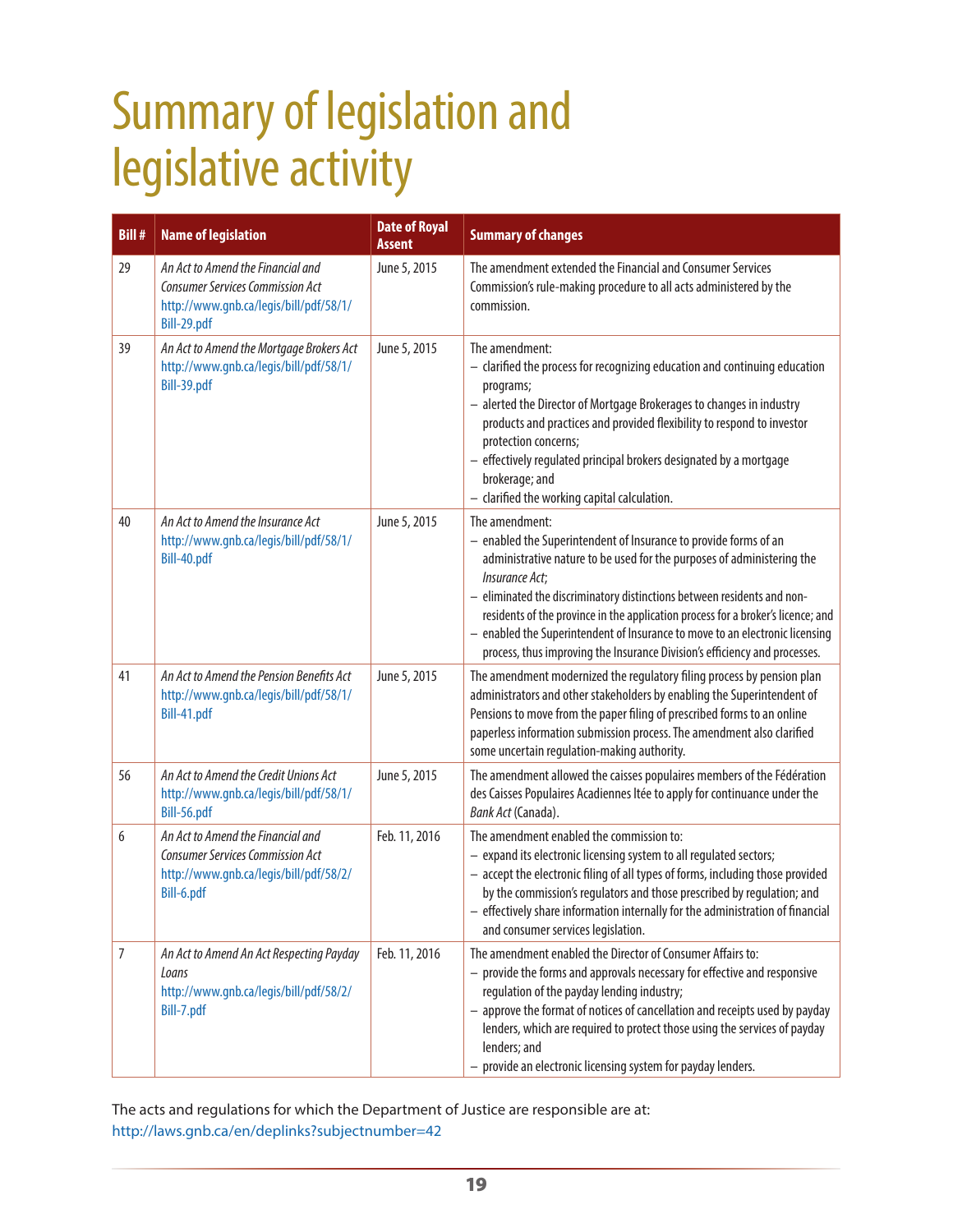# Summary of legislation and legislative activity

| Bill # | Name of legislation | Date of Royal Assent | Summary of changes |
|---|---|---|---|
| 29 | *An Act to Amend the Financial and Consumer Services Commission Act* http://www.gnb.ca/legis/bill/pdf/58/1/Bill-29.pdf | June 5, 2015 | The amendment extended the Financial and Consumer Services Commission's rule-making procedure to all acts administered by the commission. |
| 39 | *An Act to Amend the Mortgage Brokers Act* http://www.gnb.ca/legis/bill/pdf/58/1/Bill-39.pdf | June 5, 2015 | The amendment:<br>– clarified the process for recognizing education and continuing education programs;<br>– alerted the Director of Mortgage Brokerages to changes in industry products and practices and provided flexibility to respond to investor protection concerns;<br>– effectively regulated principal brokers designated by a mortgage brokerage; and<br>– clarified the working capital calculation. |
| 40 | *An Act to Amend the Insurance Act* http://www.gnb.ca/legis/bill/pdf/58/1/Bill-40.pdf | June 5, 2015 | The amendment:<br>– enabled the Superintendent of Insurance to provide forms of an administrative nature to be used for the purposes of administering the *Insurance Act*;<br>– eliminated the discriminatory distinctions between residents and non-residents of the province in the application process for a broker's licence; and<br>– enabled the Superintendent of Insurance to move to an electronic licensing process, thus improving the Insurance Division's efficiency and processes. |
| 41 | *An Act to Amend the Pension Benefits Act* http://www.gnb.ca/legis/bill/pdf/58/1/Bill-41.pdf | June 5, 2015 | The amendment modernized the regulatory filing process by pension plan administrators and other stakeholders by enabling the Superintendent of Pensions to move from the paper filing of prescribed forms to an online paperless information submission process. The amendment also clarified some uncertain regulation-making authority. |
| 56 | *An Act to Amend the Credit Unions Act* http://www.gnb.ca/legis/bill/pdf/58/1/Bill-56.pdf | June 5, 2015 | The amendment allowed the caisses populaires members of the Fédération des Caisses Populaires Acadiennes ltée to apply for continuance under the *Bank Act* (Canada). |
| 6 | *An Act to Amend the Financial and Consumer Services Commission Act* http://www.gnb.ca/legis/bill/pdf/58/2/Bill-6.pdf | Feb. 11, 2016 | The amendment enabled the commission to:<br>– expand its electronic licensing system to all regulated sectors;<br>– accept the electronic filing of all types of forms, including those provided by the commission's regulators and those prescribed by regulation; and<br>– effectively share information internally for the administration of financial and consumer services legislation. |
| 7 | *An Act to Amend An Act Respecting Payday Loans* http://www.gnb.ca/legis/bill/pdf/58/2/Bill-7.pdf | Feb. 11, 2016 | The amendment enabled the Director of Consumer Affairs to:<br>– provide the forms and approvals necessary for effective and responsive regulation of the payday lending industry;<br>– approve the format of notices of cancellation and receipts used by payday lenders, which are required to protect those using the services of payday lenders; and<br>– provide an electronic licensing system for payday lenders. |

The acts and regulations for which the Department of Justice are responsible are at: http://laws.gnb.ca/en/deplinks?subjectnumber=42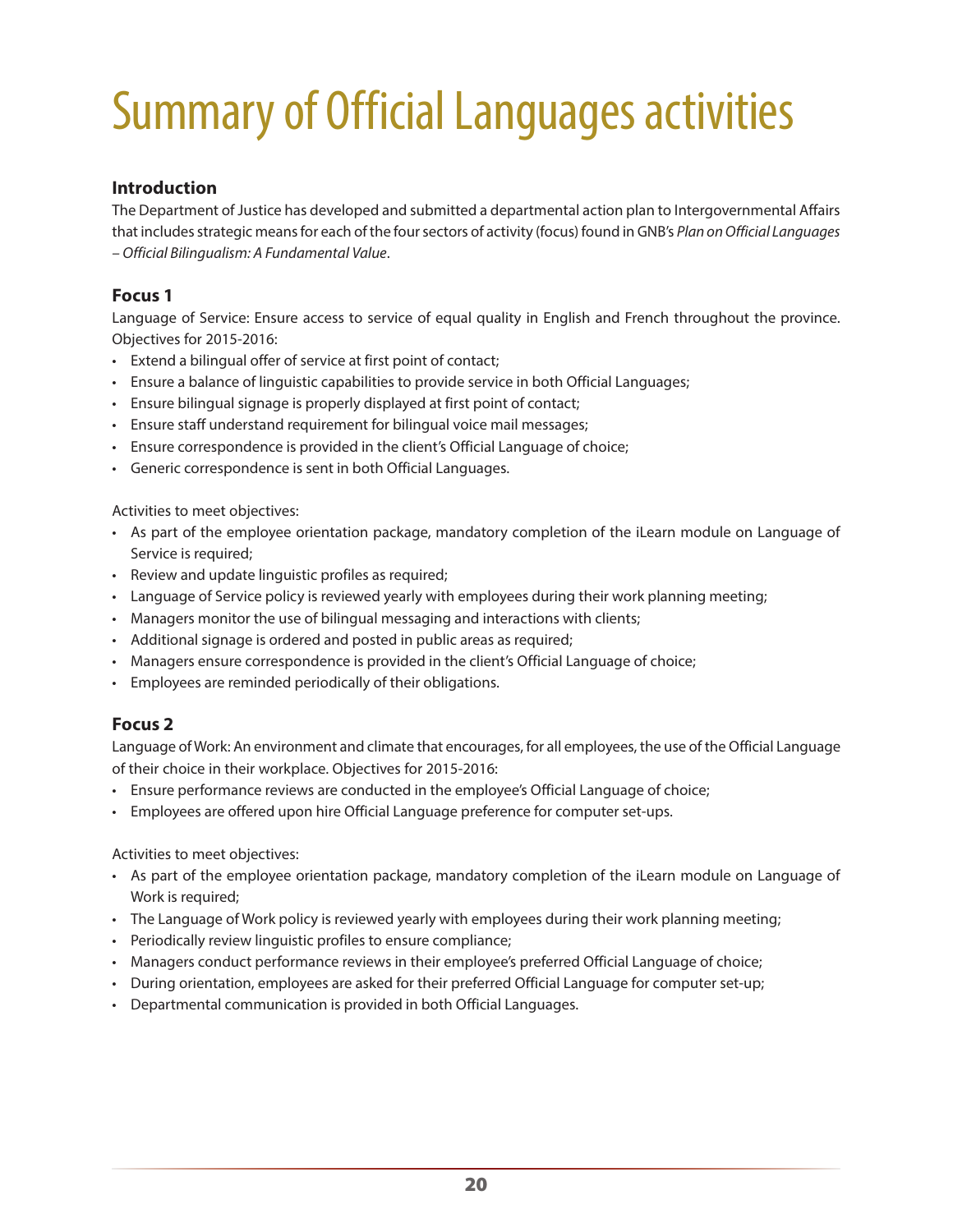# Summary of Official Languages activities

### Introduction

The Department of Justice has developed and submitted a departmental action plan to Intergovernmental Affairs that includes strategic means for each of the four sectors of activity (focus) found in GNB's *Plan on Official Languages – Official Bilingualism: A Fundamental Value*.

### Focus 1

Language of Service: Ensure access to service of equal quality in English and French throughout the province. Objectives for 2015-2016:

- Extend a bilingual offer of service at first point of contact;
- Ensure a balance of linguistic capabilities to provide service in both Official Languages;
- Ensure bilingual signage is properly displayed at first point of contact;
- Ensure staff understand requirement for bilingual voice mail messages;
- Ensure correspondence is provided in the client's Official Language of choice;
- Generic correspondence is sent in both Official Languages.

Activities to meet objectives:

- As part of the employee orientation package, mandatory completion of the iLearn module on Language of Service is required;
- Review and update linguistic profiles as required;
- Language of Service policy is reviewed yearly with employees during their work planning meeting;
- Managers monitor the use of bilingual messaging and interactions with clients;
- Additional signage is ordered and posted in public areas as required;
- Managers ensure correspondence is provided in the client's Official Language of choice;
- Employees are reminded periodically of their obligations.

### Focus 2

Language of Work: An environment and climate that encourages, for all employees, the use of the Official Language of their choice in their workplace. Objectives for 2015-2016:

- Ensure performance reviews are conducted in the employee's Official Language of choice;
- Employees are offered upon hire Official Language preference for computer set-ups.

Activities to meet objectives:

- As part of the employee orientation package, mandatory completion of the iLearn module on Language of Work is required;
- The Language of Work policy is reviewed yearly with employees during their work planning meeting;
- Periodically review linguistic profiles to ensure compliance;
- Managers conduct performance reviews in their employee's preferred Official Language of choice;
- During orientation, employees are asked for their preferred Official Language for computer set-up;
- Departmental communication is provided in both Official Languages.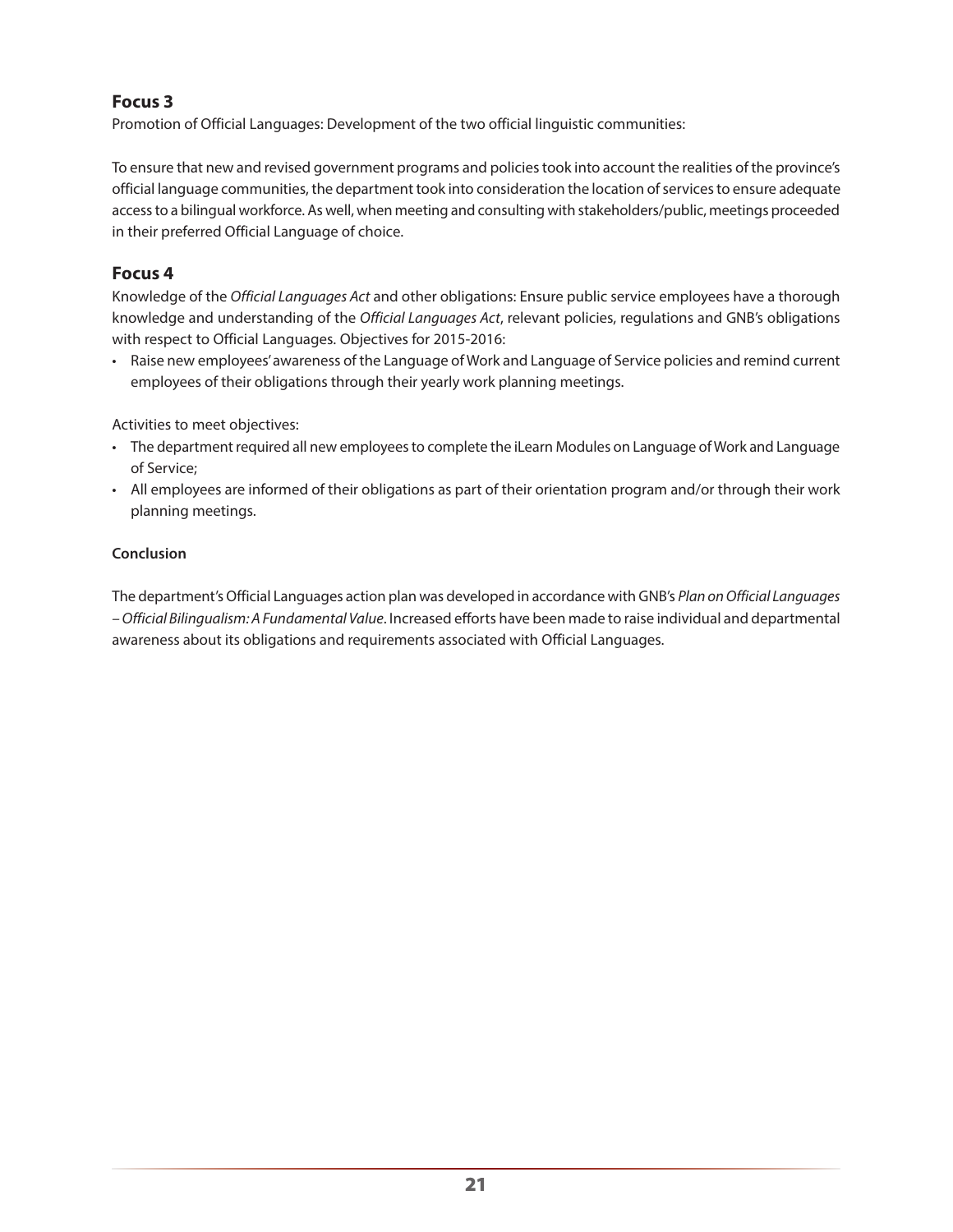## Focus 3

Promotion of Official Languages: Development of the two official linguistic communities:

To ensure that new and revised government programs and policies took into account the realities of the province's official language communities, the department took into consideration the location of services to ensure adequate access to a bilingual workforce. As well, when meeting and consulting with stakeholders/public, meetings proceeded in their preferred Official Language of choice.

## Focus 4

Knowledge of the *Official Languages Act* and other obligations: Ensure public service employees have a thorough knowledge and understanding of the *Official Languages Act*, relevant policies, regulations and GNB's obligations with respect to Official Languages. Objectives for 2015-2016:

- Raise new employees' awareness of the Language of Work and Language of Service policies and remind current employees of their obligations through their yearly work planning meetings.

Activities to meet objectives:

- The department required all new employees to complete the iLearn Modules on Language of Work and Language of Service;
- All employees are informed of their obligations as part of their orientation program and/or through their work planning meetings.

**Conclusion**

The department's Official Languages action plan was developed in accordance with GNB's *Plan on Official Languages – Official Bilingualism: A Fundamental Value*. Increased efforts have been made to raise individual and departmental awareness about its obligations and requirements associated with Official Languages.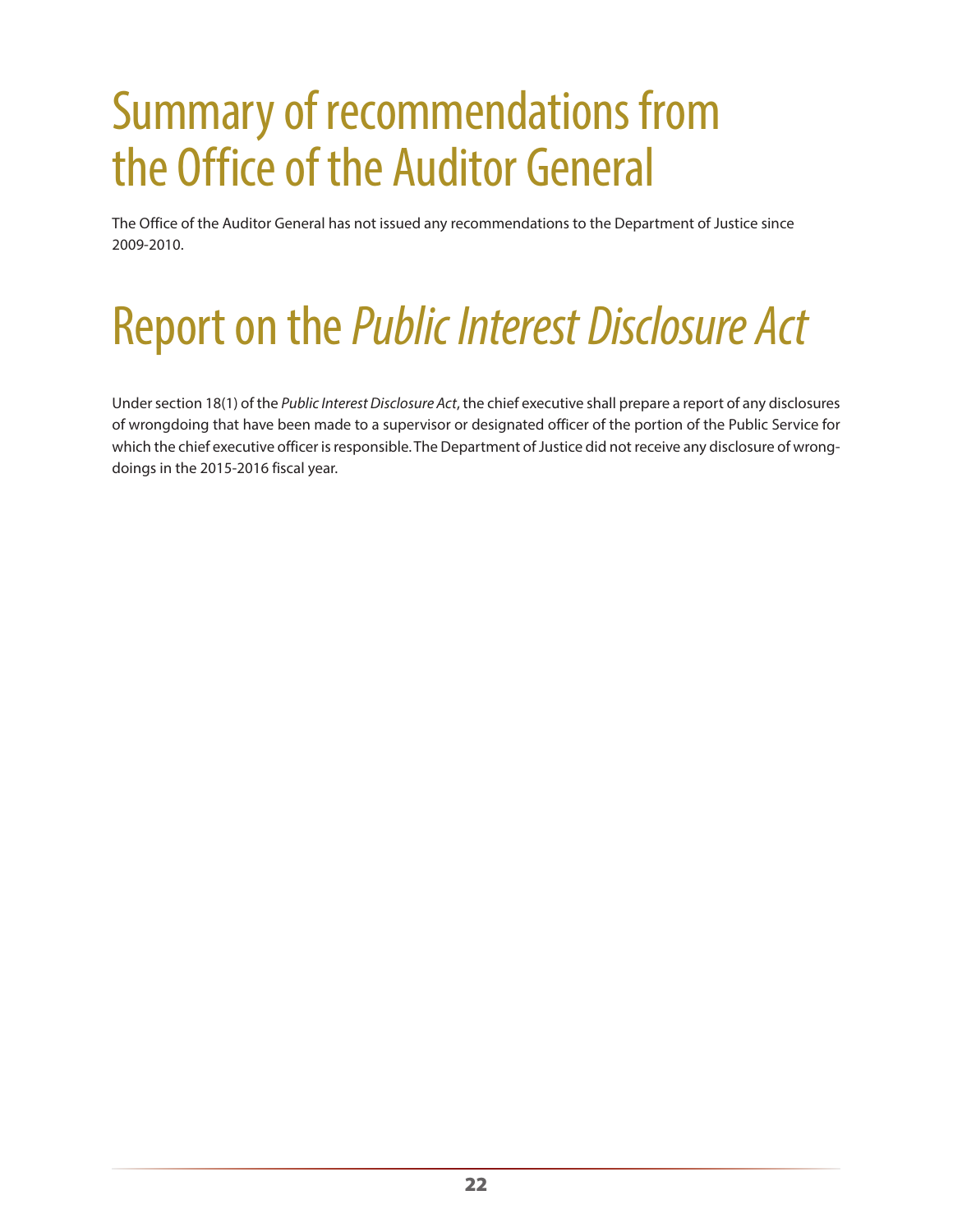# Summary of recommendations from the Office of the Auditor General

The Office of the Auditor General has not issued any recommendations to the Department of Justice since 2009-2010.

# Report on the *Public Interest Disclosure Act*

Under section 18(1) of the *Public Interest Disclosure Act*, the chief executive shall prepare a report of any disclosures of wrongdoing that have been made to a supervisor or designated officer of the portion of the Public Service for which the chief executive officer is responsible. The Department of Justice did not receive any disclosure of wrongdoings in the 2015-2016 fiscal year.